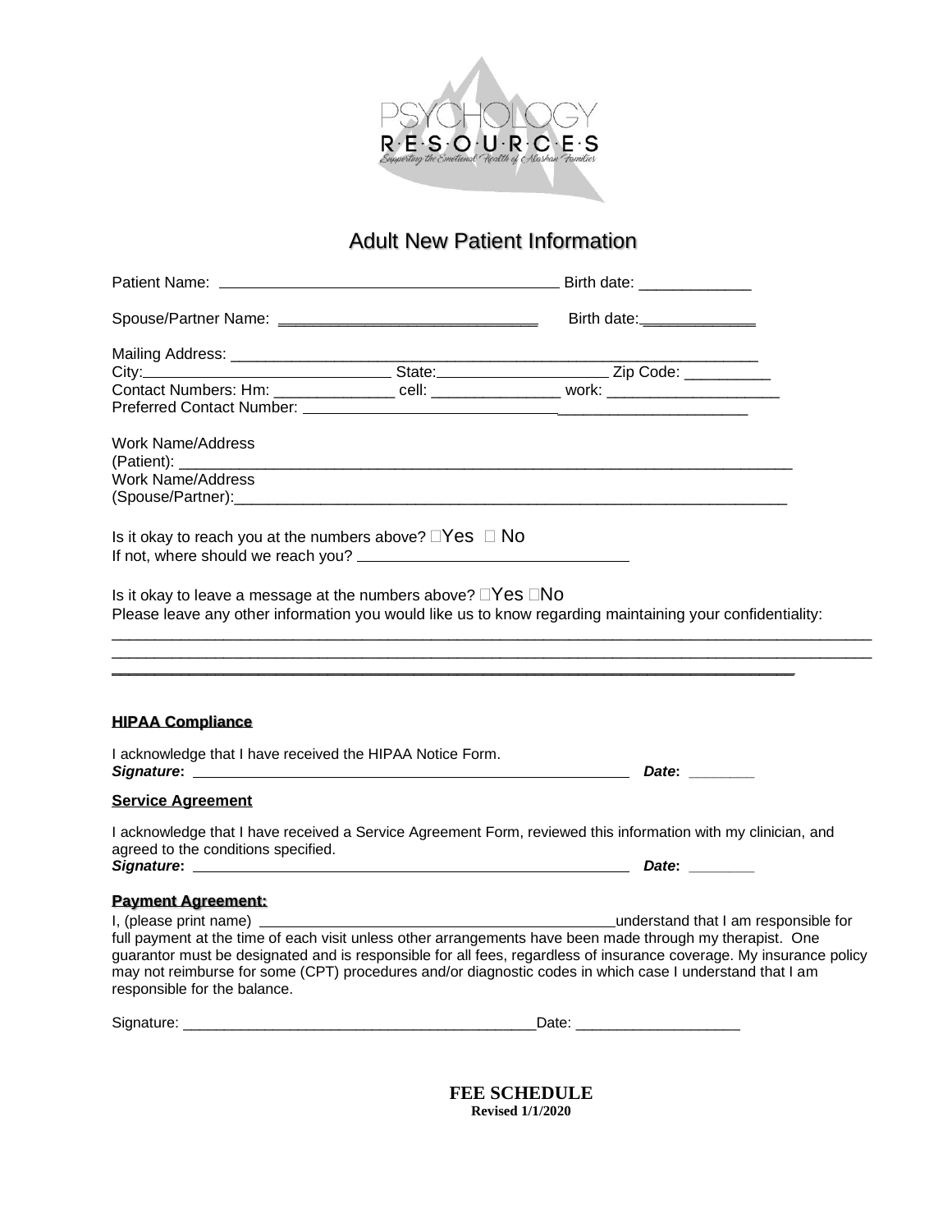PSYCHOLOGY
R·E·S·O·U·R·C·E·S
Supporting the Emotional Health of Alaskan Families

# Adult New Patient Information

Patient Name: ________________________________________ Birth date: _____________

Spouse/Partner Name: ______________________________ Birth date: _____________

Mailing Address: _______________________________________________________________
City: ____________________________ State: ____________________ Zip Code: __________
Contact Numbers: Hm: ______________ cell: _______________ work: ____________________
Preferred Contact Number: ______________________________________________________

Work Name/Address
(Patient): ___________________________________________________________________________
Work Name/Address
(Spouse/Partner): ____________________________________________________________________

Is it okay to reach you at the numbers above? ☐Yes ☐ No
If not, where should we reach you? ________________________________

Is it okay to leave a message at the numbers above? ☐Yes ☐No
Please leave any other information you would like us to know regarding maintaining your confidentiality:
____________________________________________________________________________________________
____________________________________________________________________________________________
____________________________________________________________________________________________

## HIPAA Compliance

I acknowledge that I have received the HIPAA Notice Form.
***Signature*:** _______________________________________________________ ***Date*:** ________

## Service Agreement

I acknowledge that I have received a Service Agreement Form, reviewed this information with my clinician, and agreed to the conditions specified.
***Signature*:** _______________________________________________________ ***Date*:** ________

## Payment Agreement:

I, (please print name) ____________________________________________ understand that I am responsible for full payment at the time of each visit unless other arrangements have been made through my therapist. One guarantor must be designated and is responsible for all fees, regardless of insurance coverage. My insurance policy may not reimburse for some (CPT) procedures and/or diagnostic codes in which case I understand that I am responsible for the balance.

Signature: ____________________________________________ Date: ____________________

**FEE SCHEDULE**
**Revised 1/1/2020**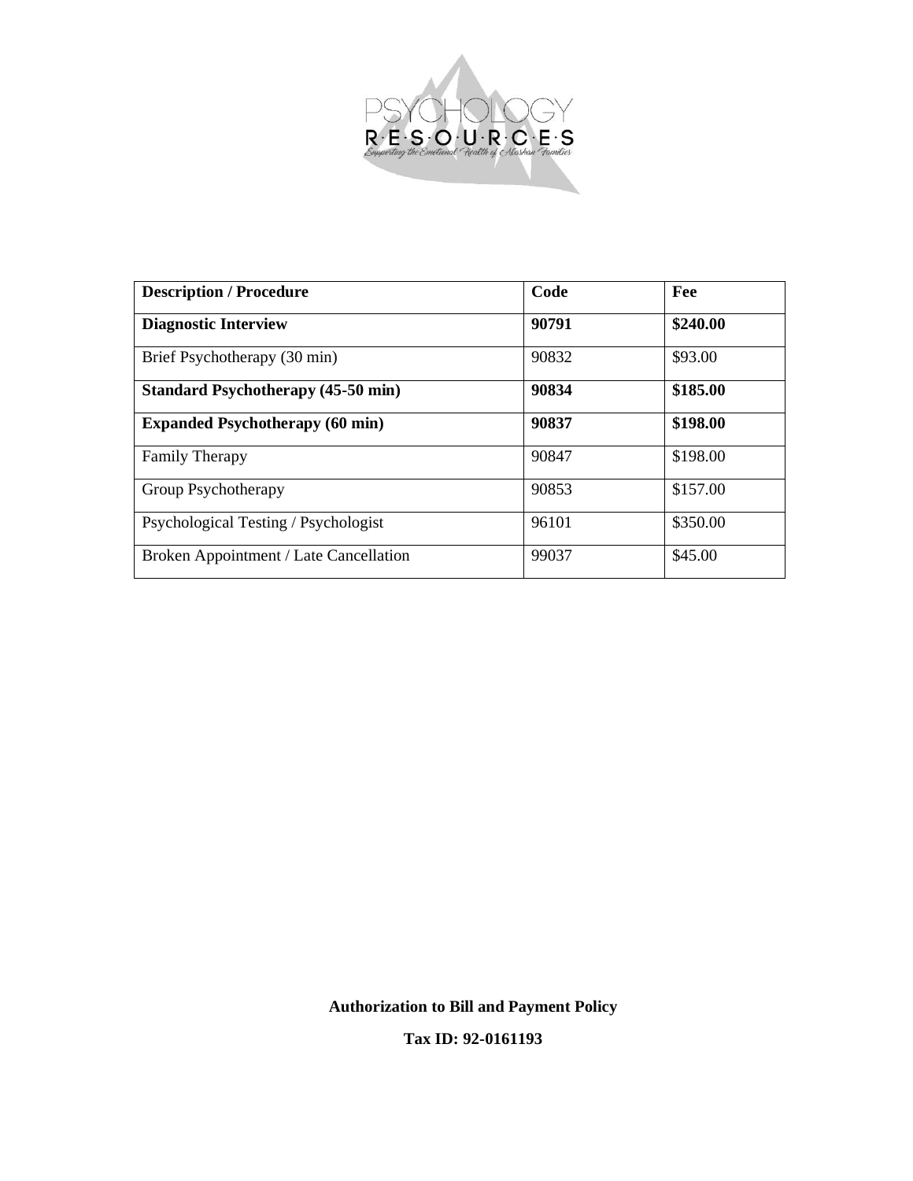| Description / Procedure | Code | Fee |
| --- | --- | --- |
| **Diagnostic Interview** | **90791** | **$240.00** |
| Brief Psychotherapy (30 min) | 90832 | $93.00 |
| **Standard Psychotherapy (45-50 min)** | **90834** | **$185.00** |
| **Expanded Psychotherapy (60 min)** | **90837** | **$198.00** |
| Family Therapy | 90847 | $198.00 |
| Group Psychotherapy | 90853 | $157.00 |
| Psychological Testing / Psychologist | 96101 | $350.00 |
| Broken Appointment / Late Cancellation | 99037 | $45.00 |

**Authorization to Bill and Payment Policy**

**Tax ID: 92-0161193**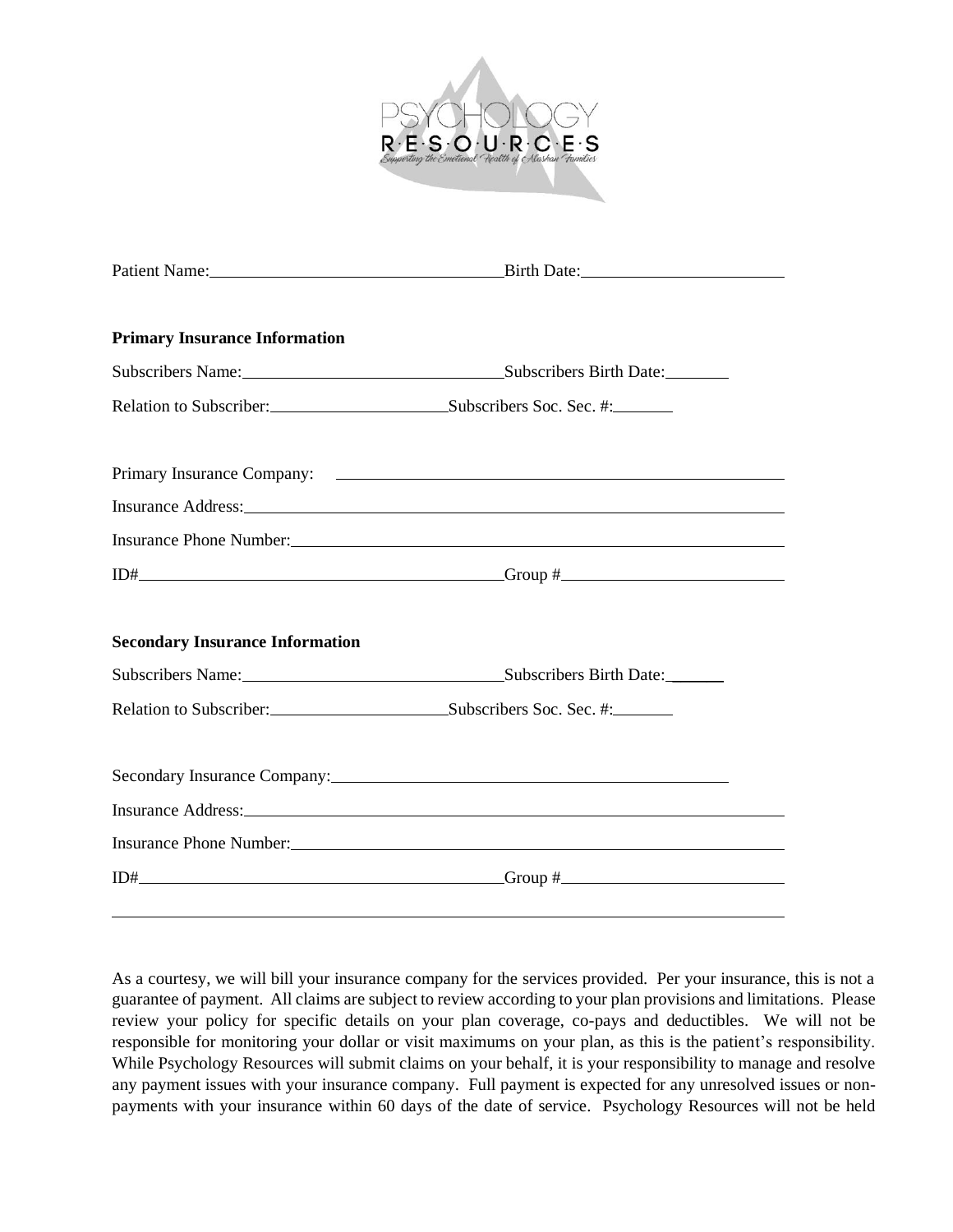PSYCHOLOGY
R·E·S·O·U·R·C·E·S
*Supporting the Emotional Health of Alaskan Families*

Patient Name:\_\_\_\_\_\_\_\_\_\_\_\_\_\_\_\_\_\_\_\_\_\_\_\_\_\_\_\_\_\_\_\_ Birth Date:\_\_\_\_\_\_\_\_\_\_\_\_\_\_\_\_\_\_\_\_\_\_

**Primary Insurance Information**

Subscribers Name:\_\_\_\_\_\_\_\_\_\_\_\_\_\_\_\_\_\_\_\_\_\_\_\_\_\_\_\_ Subscribers Birth Date:\_\_\_\_\_\_\_

Relation to Subscriber:\_\_\_\_\_\_\_\_\_\_\_\_\_\_\_\_\_\_\_\_ Subscribers Soc. Sec. #:\_\_\_\_\_\_\_

Primary Insurance Company: \_\_\_\_\_\_\_\_\_\_\_\_\_\_\_\_\_\_\_\_\_\_\_\_\_\_\_\_\_\_\_\_\_\_\_\_\_\_\_\_\_\_\_\_\_\_

Insurance Address:\_\_\_\_\_\_\_\_\_\_\_\_\_\_\_\_\_\_\_\_\_\_\_\_\_\_\_\_\_\_\_\_\_\_\_\_\_\_\_\_\_\_\_\_\_\_\_\_\_\_\_\_\_\_

Insurance Phone Number:\_\_\_\_\_\_\_\_\_\_\_\_\_\_\_\_\_\_\_\_\_\_\_\_\_\_\_\_\_\_\_\_\_\_\_\_\_\_\_\_\_\_\_\_\_\_\_\_\_

ID#\_\_\_\_\_\_\_\_\_\_\_\_\_\_\_\_\_\_\_\_\_\_\_\_\_\_\_\_\_\_\_\_\_\_\_\_\_\_\_\_ Group #\_\_\_\_\_\_\_\_\_\_\_\_\_\_\_\_\_\_\_\_\_\_\_\_

**Secondary Insurance Information**

Subscribers Name:\_\_\_\_\_\_\_\_\_\_\_\_\_\_\_\_\_\_\_\_\_\_\_\_\_\_\_\_ Subscribers Birth Date:\_\_\_\_\_\_\_

Relation to Subscriber:\_\_\_\_\_\_\_\_\_\_\_\_\_\_\_\_\_\_\_\_ Subscribers Soc. Sec. #:\_\_\_\_\_\_\_

Secondary Insurance Company:\_\_\_\_\_\_\_\_\_\_\_\_\_\_\_\_\_\_\_\_\_\_\_\_\_\_\_\_\_\_\_\_\_\_\_\_\_\_\_\_\_\_\_

Insurance Address:\_\_\_\_\_\_\_\_\_\_\_\_\_\_\_\_\_\_\_\_\_\_\_\_\_\_\_\_\_\_\_\_\_\_\_\_\_\_\_\_\_\_\_\_\_\_\_\_\_\_\_\_\_\_

Insurance Phone Number:\_\_\_\_\_\_\_\_\_\_\_\_\_\_\_\_\_\_\_\_\_\_\_\_\_\_\_\_\_\_\_\_\_\_\_\_\_\_\_\_\_\_\_\_\_\_\_\_\_

ID#\_\_\_\_\_\_\_\_\_\_\_\_\_\_\_\_\_\_\_\_\_\_\_\_\_\_\_\_\_\_\_\_\_\_\_\_\_\_\_\_ Group #\_\_\_\_\_\_\_\_\_\_\_\_\_\_\_\_\_\_\_\_\_\_\_\_

---

As a courtesy, we will bill your insurance company for the services provided. Per your insurance, this is not a guarantee of payment. All claims are subject to review according to your plan provisions and limitations. Please review your policy for specific details on your plan coverage, co-pays and deductibles. We will not be responsible for monitoring your dollar or visit maximums on your plan, as this is the patient's responsibility. While Psychology Resources will submit claims on your behalf, it is your responsibility to manage and resolve any payment issues with your insurance company. Full payment is expected for any unresolved issues or non-payments with your insurance within 60 days of the date of service. Psychology Resources will not be held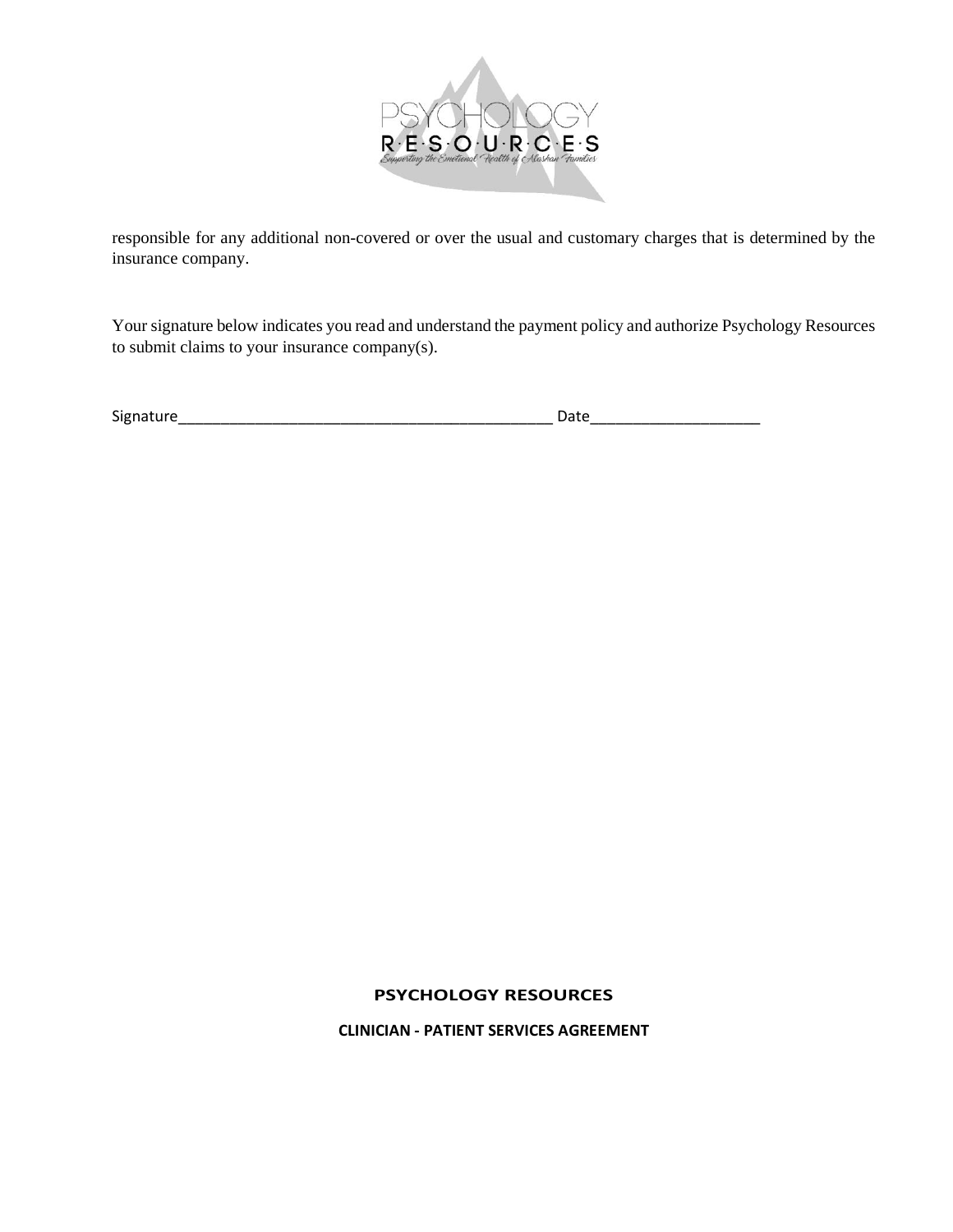responsible for any additional non-covered or over the usual and customary charges that is determined by the insurance company.

Your signature below indicates you read and understand the payment policy and authorize Psychology Resources to submit claims to your insurance company(s).

Signature_____________________________________________ Date____________________

**PSYCHOLOGY RESOURCES**

**CLINICIAN - PATIENT SERVICES AGREEMENT**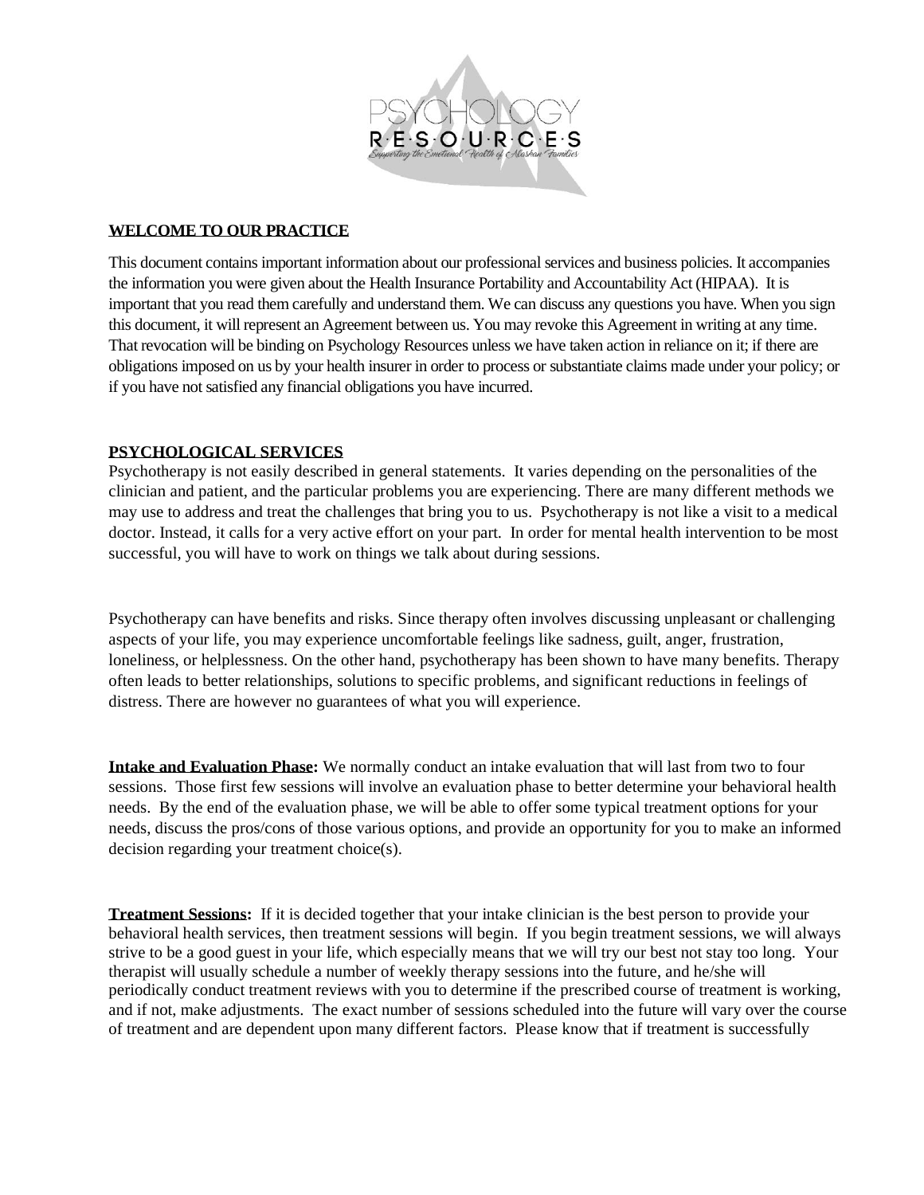## WELCOME TO OUR PRACTICE

This document contains important information about our professional services and business policies. It accompanies the information you were given about the Health Insurance Portability and Accountability Act (HIPAA). It is important that you read them carefully and understand them. We can discuss any questions you have. When you sign this document, it will represent an Agreement between us. You may revoke this Agreement in writing at any time. That revocation will be binding on Psychology Resources unless we have taken action in reliance on it; if there are obligations imposed on us by your health insurer in order to process or substantiate claims made under your policy; or if you have not satisfied any financial obligations you have incurred.

## PSYCHOLOGICAL SERVICES

Psychotherapy is not easily described in general statements. It varies depending on the personalities of the clinician and patient, and the particular problems you are experiencing. There are many different methods we may use to address and treat the challenges that bring you to us. Psychotherapy is not like a visit to a medical doctor. Instead, it calls for a very active effort on your part. In order for mental health intervention to be most successful, you will have to work on things we talk about during sessions.

Psychotherapy can have benefits and risks. Since therapy often involves discussing unpleasant or challenging aspects of your life, you may experience uncomfortable feelings like sadness, guilt, anger, frustration, loneliness, or helplessness. On the other hand, psychotherapy has been shown to have many benefits. Therapy often leads to better relationships, solutions to specific problems, and significant reductions in feelings of distress. There are however no guarantees of what you will experience.

**Intake and Evaluation Phase:** We normally conduct an intake evaluation that will last from two to four sessions. Those first few sessions will involve an evaluation phase to better determine your behavioral health needs. By the end of the evaluation phase, we will be able to offer some typical treatment options for your needs, discuss the pros/cons of those various options, and provide an opportunity for you to make an informed decision regarding your treatment choice(s).

**Treatment Sessions:** If it is decided together that your intake clinician is the best person to provide your behavioral health services, then treatment sessions will begin. If you begin treatment sessions, we will always strive to be a good guest in your life, which especially means that we will try our best not stay too long. Your therapist will usually schedule a number of weekly therapy sessions into the future, and he/she will periodically conduct treatment reviews with you to determine if the prescribed course of treatment is working, and if not, make adjustments. The exact number of sessions scheduled into the future will vary over the course of treatment and are dependent upon many different factors. Please know that if treatment is successfully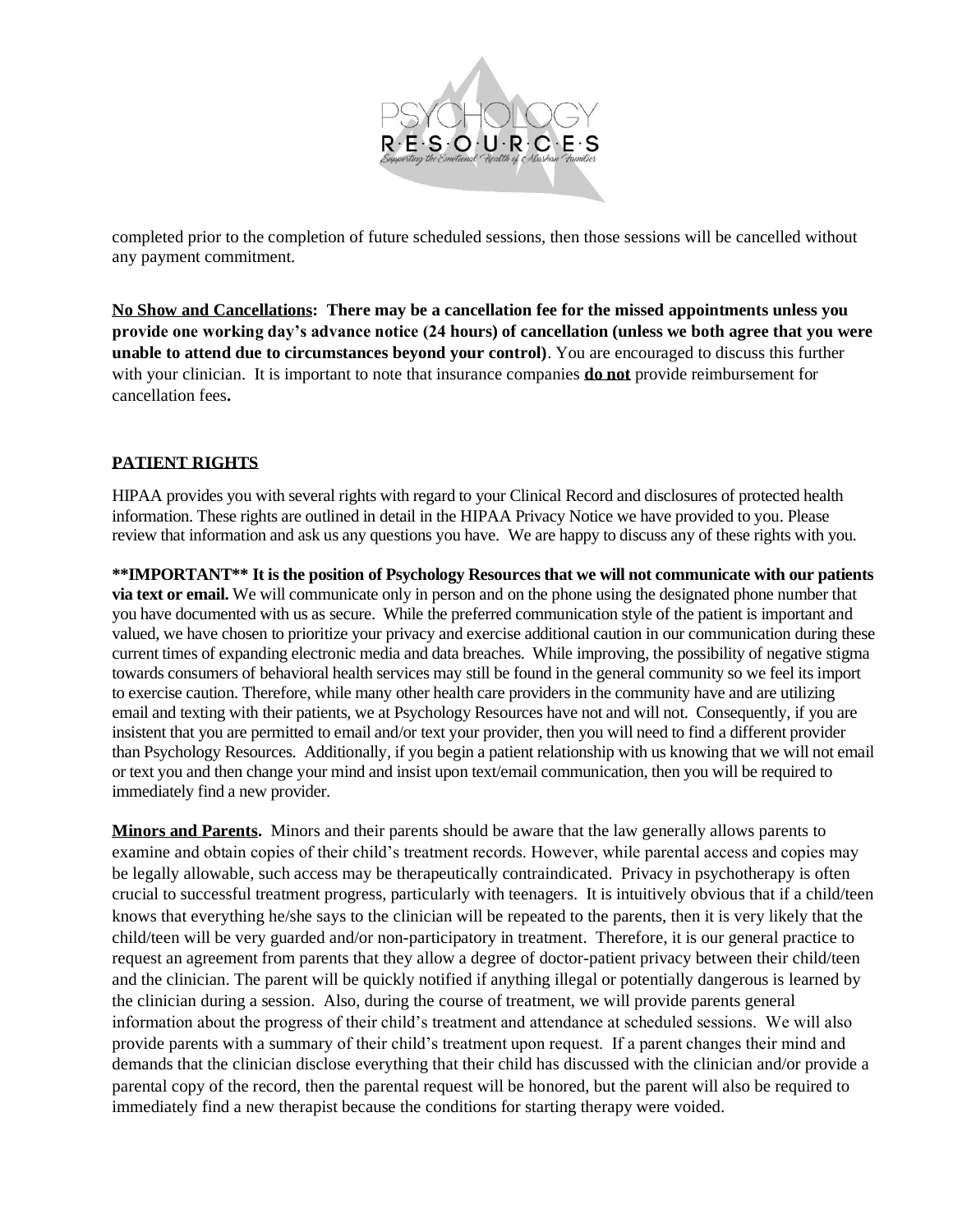completed prior to the completion of future scheduled sessions, then those sessions will be cancelled without any payment commitment.

**No Show and Cancellations: There may be a cancellation fee for the missed appointments unless you provide one working day's advance notice (24 hours) of cancellation (unless we both agree that you were unable to attend due to circumstances beyond your control)**. You are encouraged to discuss this further with your clinician. It is important to note that insurance companies **do not** provide reimbursement for cancellation fees**.**

## PATIENT RIGHTS

HIPAA provides you with several rights with regard to your Clinical Record and disclosures of protected health information. These rights are outlined in detail in the HIPAA Privacy Notice we have provided to you. Please review that information and ask us any questions you have. We are happy to discuss any of these rights with you.

**\*\*IMPORTANT\*\* It is the position of Psychology Resources that we will not communicate with our patients via text or email.** We will communicate only in person and on the phone using the designated phone number that you have documented with us as secure. While the preferred communication style of the patient is important and valued, we have chosen to prioritize your privacy and exercise additional caution in our communication during these current times of expanding electronic media and data breaches. While improving, the possibility of negative stigma towards consumers of behavioral health services may still be found in the general community so we feel its import to exercise caution. Therefore, while many other health care providers in the community have and are utilizing email and texting with their patients, we at Psychology Resources have not and will not. Consequently, if you are insistent that you are permitted to email and/or text your provider, then you will need to find a different provider than Psychology Resources. Additionally, if you begin a patient relationship with us knowing that we will not email or text you and then change your mind and insist upon text/email communication, then you will be required to immediately find a new provider.

**Minors and Parents.** Minors and their parents should be aware that the law generally allows parents to examine and obtain copies of their child's treatment records. However, while parental access and copies may be legally allowable, such access may be therapeutically contraindicated. Privacy in psychotherapy is often crucial to successful treatment progress, particularly with teenagers. It is intuitively obvious that if a child/teen knows that everything he/she says to the clinician will be repeated to the parents, then it is very likely that the child/teen will be very guarded and/or non-participatory in treatment. Therefore, it is our general practice to request an agreement from parents that they allow a degree of doctor-patient privacy between their child/teen and the clinician. The parent will be quickly notified if anything illegal or potentially dangerous is learned by the clinician during a session. Also, during the course of treatment, we will provide parents general information about the progress of their child's treatment and attendance at scheduled sessions. We will also provide parents with a summary of their child's treatment upon request. If a parent changes their mind and demands that the clinician disclose everything that their child has discussed with the clinician and/or provide a parental copy of the record, then the parental request will be honored, but the parent will also be required to immediately find a new therapist because the conditions for starting therapy were voided.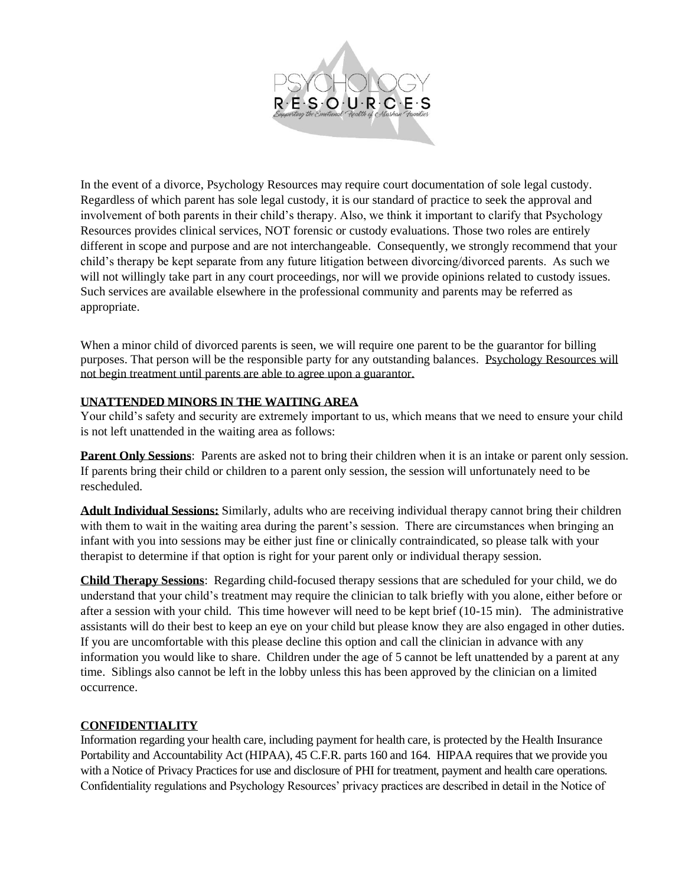In the event of a divorce, Psychology Resources may require court documentation of sole legal custody. Regardless of which parent has sole legal custody, it is our standard of practice to seek the approval and involvement of both parents in their child's therapy. Also, we think it important to clarify that Psychology Resources provides clinical services, NOT forensic or custody evaluations. Those two roles are entirely different in scope and purpose and are not interchangeable. Consequently, we strongly recommend that your child's therapy be kept separate from any future litigation between divorcing/divorced parents. As such we will not willingly take part in any court proceedings, nor will we provide opinions related to custody issues. Such services are available elsewhere in the professional community and parents may be referred as appropriate.

When a minor child of divorced parents is seen, we will require one parent to be the guarantor for billing purposes. That person will be the responsible party for any outstanding balances. Psychology Resources will not begin treatment until parents are able to agree upon a guarantor.

## UNATTENDED MINORS IN THE WAITING AREA

Your child's safety and security are extremely important to us, which means that we need to ensure your child is not left unattended in the waiting area as follows:

**Parent Only Sessions**: Parents are asked not to bring their children when it is an intake or parent only session. If parents bring their child or children to a parent only session, the session will unfortunately need to be rescheduled.

**Adult Individual Sessions:** Similarly, adults who are receiving individual therapy cannot bring their children with them to wait in the waiting area during the parent's session. There are circumstances when bringing an infant with you into sessions may be either just fine or clinically contraindicated, so please talk with your therapist to determine if that option is right for your parent only or individual therapy session.

**Child Therapy Sessions**: Regarding child-focused therapy sessions that are scheduled for your child, we do understand that your child's treatment may require the clinician to talk briefly with you alone, either before or after a session with your child. This time however will need to be kept brief (10-15 min). The administrative assistants will do their best to keep an eye on your child but please know they are also engaged in other duties. If you are uncomfortable with this please decline this option and call the clinician in advance with any information you would like to share. Children under the age of 5 cannot be left unattended by a parent at any time. Siblings also cannot be left in the lobby unless this has been approved by the clinician on a limited occurrence.

## CONFIDENTIALITY

Information regarding your health care, including payment for health care, is protected by the Health Insurance Portability and Accountability Act (HIPAA), 45 C.F.R. parts 160 and 164. HIPAA requires that we provide you with a Notice of Privacy Practices for use and disclosure of PHI for treatment, payment and health care operations. Confidentiality regulations and Psychology Resources' privacy practices are described in detail in the Notice of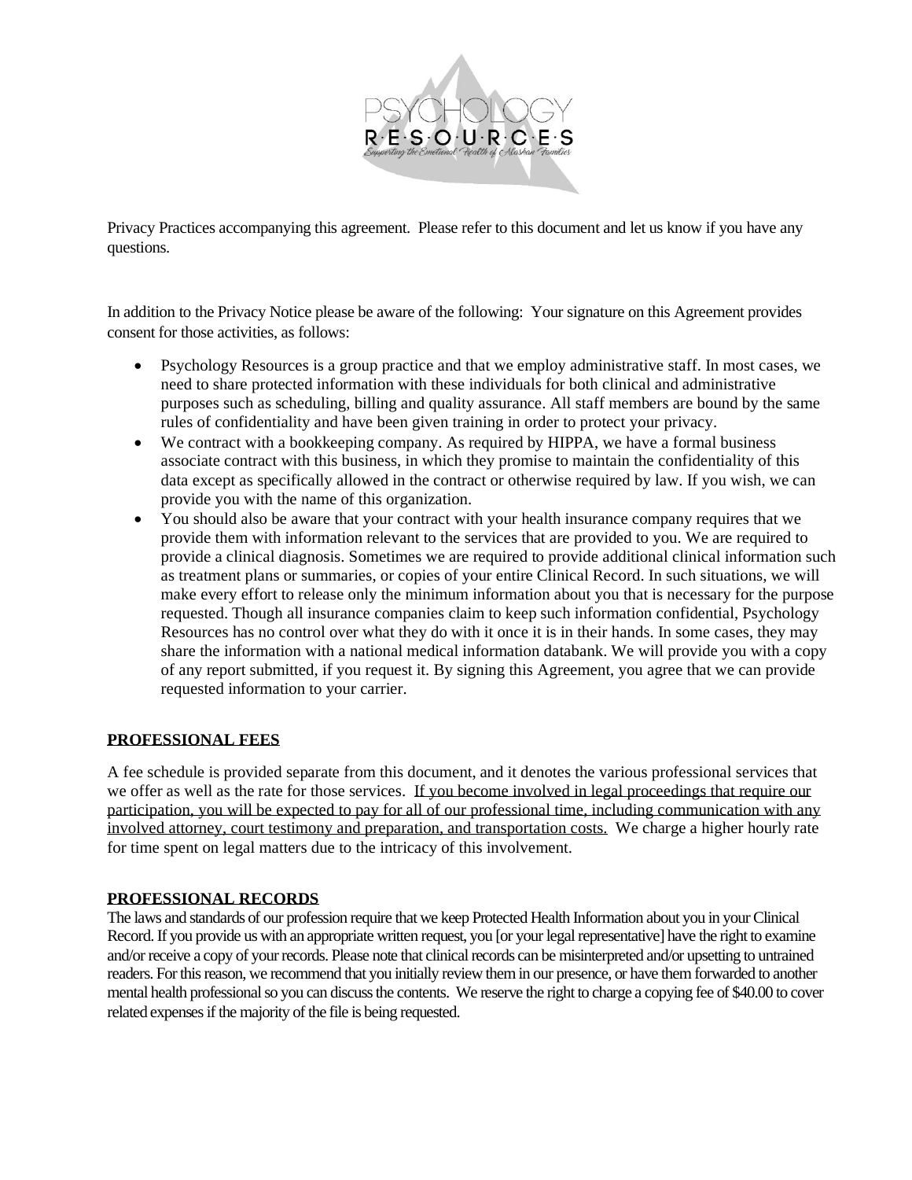Privacy Practices accompanying this agreement. Please refer to this document and let us know if you have any questions.

In addition to the Privacy Notice please be aware of the following: Your signature on this Agreement provides consent for those activities, as follows:

- Psychology Resources is a group practice and that we employ administrative staff. In most cases, we need to share protected information with these individuals for both clinical and administrative purposes such as scheduling, billing and quality assurance. All staff members are bound by the same rules of confidentiality and have been given training in order to protect your privacy.
- We contract with a bookkeeping company. As required by HIPPA, we have a formal business associate contract with this business, in which they promise to maintain the confidentiality of this data except as specifically allowed in the contract or otherwise required by law. If you wish, we can provide you with the name of this organization.
- You should also be aware that your contract with your health insurance company requires that we provide them with information relevant to the services that are provided to you. We are required to provide a clinical diagnosis. Sometimes we are required to provide additional clinical information such as treatment plans or summaries, or copies of your entire Clinical Record. In such situations, we will make every effort to release only the minimum information about you that is necessary for the purpose requested. Though all insurance companies claim to keep such information confidential, Psychology Resources has no control over what they do with it once it is in their hands. In some cases, they may share the information with a national medical information databank. We will provide you with a copy of any report submitted, if you request it. By signing this Agreement, you agree that we can provide requested information to your carrier.

**PROFESSIONAL FEES**

A fee schedule is provided separate from this document, and it denotes the various professional services that we offer as well as the rate for those services. If you become involved in legal proceedings that require our participation, you will be expected to pay for all of our professional time, including communication with any involved attorney, court testimony and preparation, and transportation costs. We charge a higher hourly rate for time spent on legal matters due to the intricacy of this involvement.

**PROFESSIONAL RECORDS**

The laws and standards of our profession require that we keep Protected Health Information about you in your Clinical Record. If you provide us with an appropriate written request, you [or your legal representative] have the right to examine and/or receive a copy of your records. Please note that clinical records can be misinterpreted and/or upsetting to untrained readers. For this reason, we recommend that you initially review them in our presence, or have them forwarded to another mental health professional so you can discuss the contents. We reserve the right to charge a copying fee of $40.00 to cover related expenses if the majority of the file is being requested.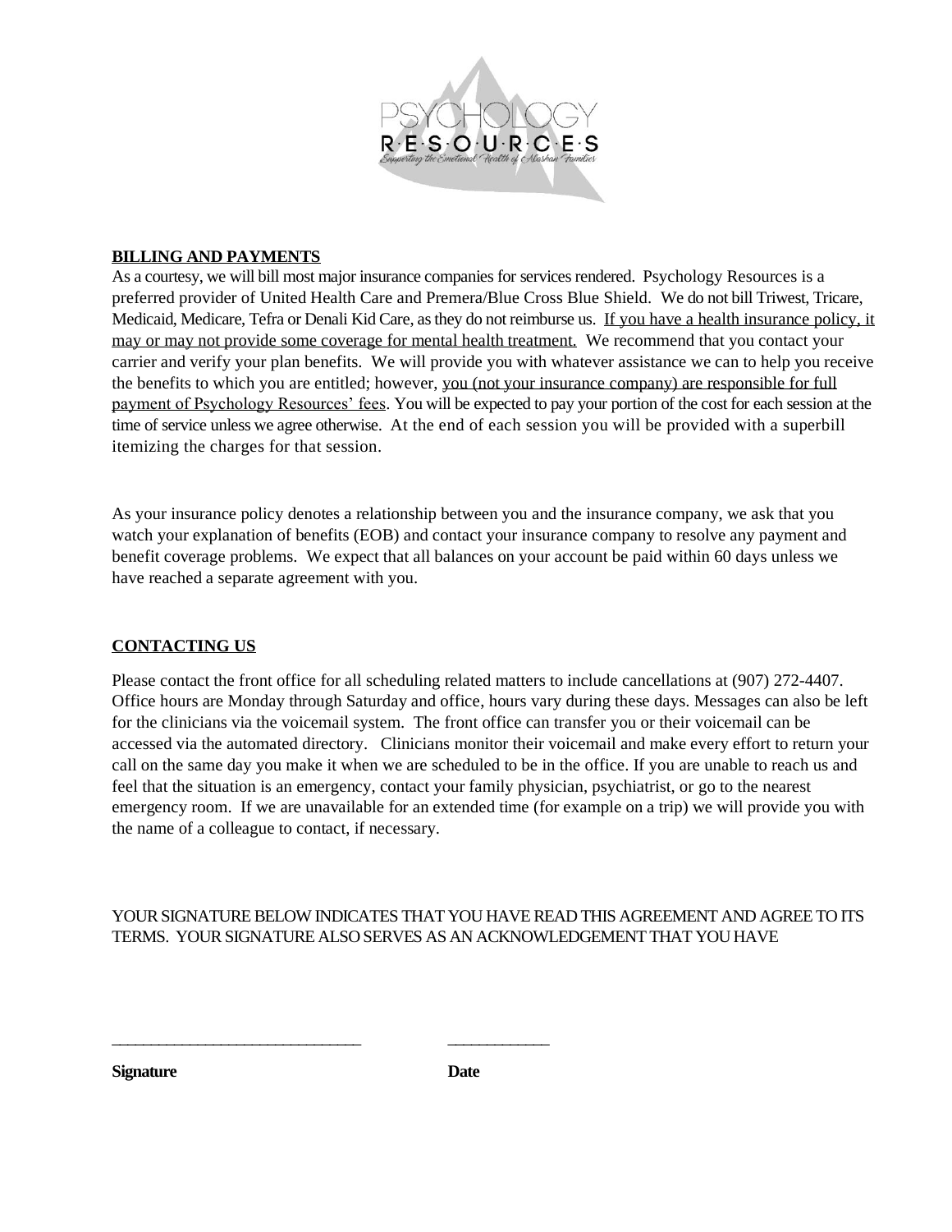PSYCHOLOGY
R·E·S·O·U·R·C·E·S
*Supporting the Emotional Health of Alaskan Families*

**BILLING AND PAYMENTS**

As a courtesy, we will bill most major insurance companies for services rendered. Psychology Resources is a preferred provider of United Health Care and Premera/Blue Cross Blue Shield. We do not bill Triwest, Tricare, Medicaid, Medicare, Tefra or Denali Kid Care, as they do not reimburse us. <u>If you have a health insurance policy, it may or may not provide some coverage for mental health treatment.</u> We recommend that you contact your carrier and verify your plan benefits. We will provide you with whatever assistance we can to help you receive the benefits to which you are entitled; however, <u>you (not your insurance company) are responsible for full payment of Psychology Resources' fees</u>. You will be expected to pay your portion of the cost for each session at the time of service unless we agree otherwise. At the end of each session you will be provided with a superbill itemizing the charges for that session.

As your insurance policy denotes a relationship between you and the insurance company, we ask that you watch your explanation of benefits (EOB) and contact your insurance company to resolve any payment and benefit coverage problems. We expect that all balances on your account be paid within 60 days unless we have reached a separate agreement with you.

**CONTACTING US**

Please contact the front office for all scheduling related matters to include cancellations at (907) 272-4407. Office hours are Monday through Saturday and office, hours vary during these days. Messages can also be left for the clinicians via the voicemail system. The front office can transfer you or their voicemail can be accessed via the automated directory. Clinicians monitor their voicemail and make every effort to return your call on the same day you make it when we are scheduled to be in the office. If you are unable to reach us and feel that the situation is an emergency, contact your family physician, psychiatrist, or go to the nearest emergency room. If we are unavailable for an extended time (for example on a trip) we will provide you with the name of a colleague to contact, if necessary.

YOUR SIGNATURE BELOW INDICATES THAT YOU HAVE READ THIS AGREEMENT AND AGREE TO ITS TERMS. YOUR SIGNATURE ALSO SERVES AS AN ACKNOWLEDGEMENT THAT YOU HAVE

_______________________________ _____________

**Signature** **Date**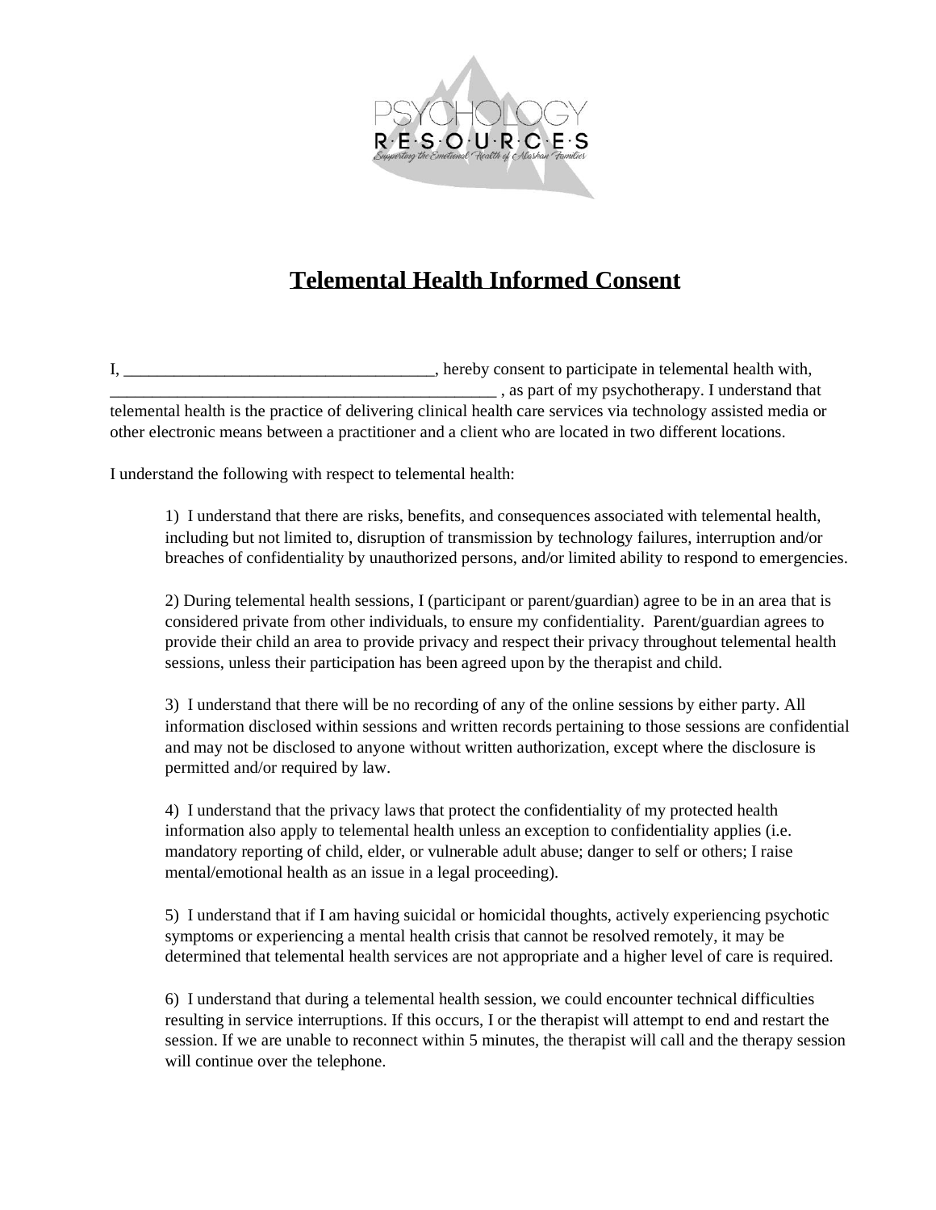# Telemental Health Informed Consent

I, _____________________________________, hereby consent to participate in telemental health with, _______________________________________________ , as part of my psychotherapy. I understand that telemental health is the practice of delivering clinical health care services via technology assisted media or other electronic means between a practitioner and a client who are located in two different locations.

I understand the following with respect to telemental health:

1) I understand that there are risks, benefits, and consequences associated with telemental health, including but not limited to, disruption of transmission by technology failures, interruption and/or breaches of confidentiality by unauthorized persons, and/or limited ability to respond to emergencies.

2) During telemental health sessions, I (participant or parent/guardian) agree to be in an area that is considered private from other individuals, to ensure my confidentiality. Parent/guardian agrees to provide their child an area to provide privacy and respect their privacy throughout telemental health sessions, unless their participation has been agreed upon by the therapist and child.

3) I understand that there will be no recording of any of the online sessions by either party. All information disclosed within sessions and written records pertaining to those sessions are confidential and may not be disclosed to anyone without written authorization, except where the disclosure is permitted and/or required by law.

4) I understand that the privacy laws that protect the confidentiality of my protected health information also apply to telemental health unless an exception to confidentiality applies (i.e. mandatory reporting of child, elder, or vulnerable adult abuse; danger to self or others; I raise mental/emotional health as an issue in a legal proceeding).

5) I understand that if I am having suicidal or homicidal thoughts, actively experiencing psychotic symptoms or experiencing a mental health crisis that cannot be resolved remotely, it may be determined that telemental health services are not appropriate and a higher level of care is required.

6) I understand that during a telemental health session, we could encounter technical difficulties resulting in service interruptions. If this occurs, I or the therapist will attempt to end and restart the session. If we are unable to reconnect within 5 minutes, the therapist will call and the therapy session will continue over the telephone.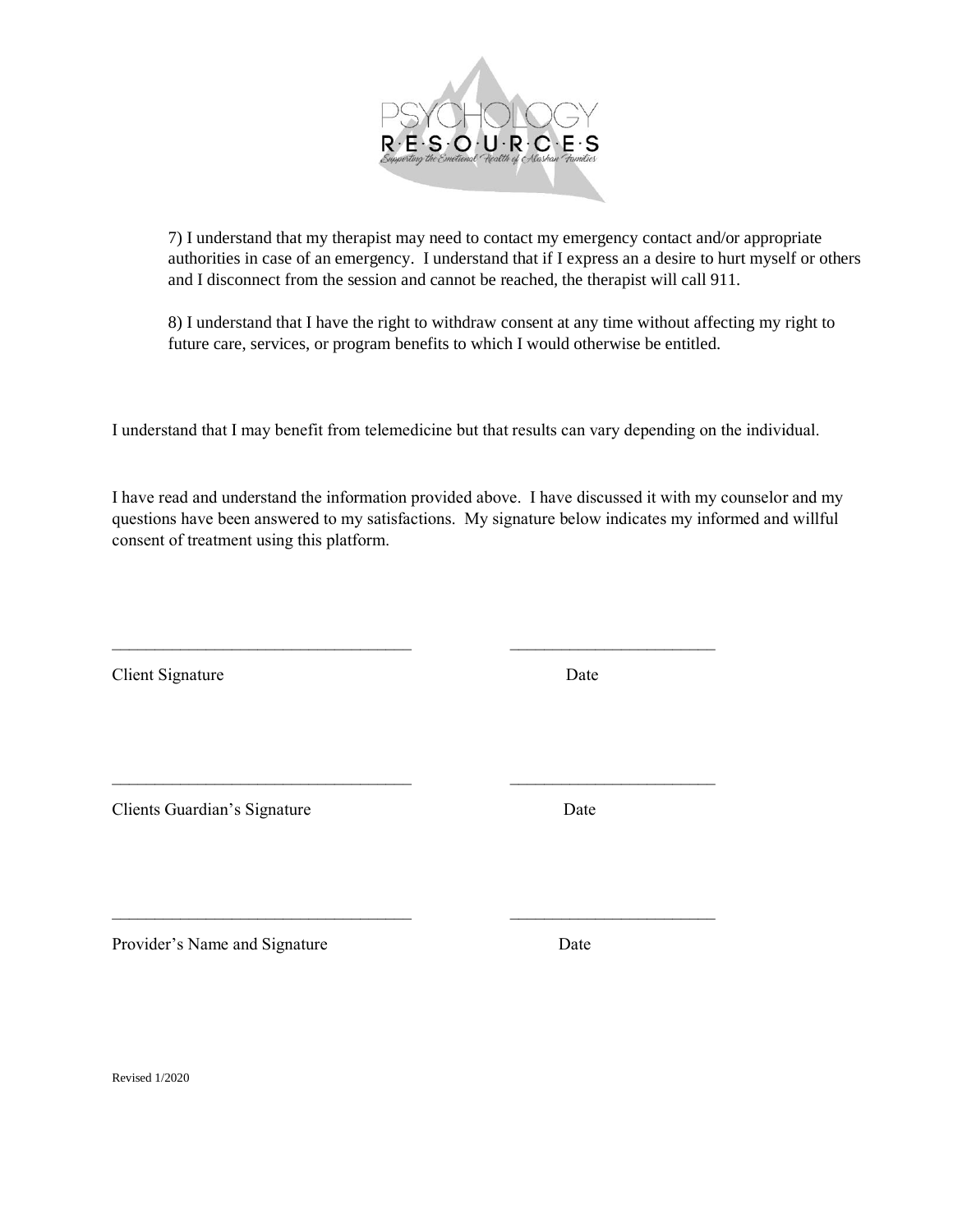PSYCHOLOGY RESOURCES
*Supporting the Emotional Health of Alaskan Families*

7) I understand that my therapist may need to contact my emergency contact and/or appropriate authorities in case of an emergency. I understand that if I express an a desire to hurt myself or others and I disconnect from the session and cannot be reached, the therapist will call 911.

8) I understand that I have the right to withdraw consent at any time without affecting my right to future care, services, or program benefits to which I would otherwise be entitled.

I understand that I may benefit from telemedicine but that results can vary depending on the individual.

I have read and understand the information provided above. I have discussed it with my counselor and my questions have been answered to my satisfactions. My signature below indicates my informed and willful consent of treatment using this platform.

___________________________________ ________________________

Client Signature Date

___________________________________ ________________________

Clients Guardian's Signature Date

___________________________________ ________________________

Provider's Name and Signature Date

Revised 1/2020